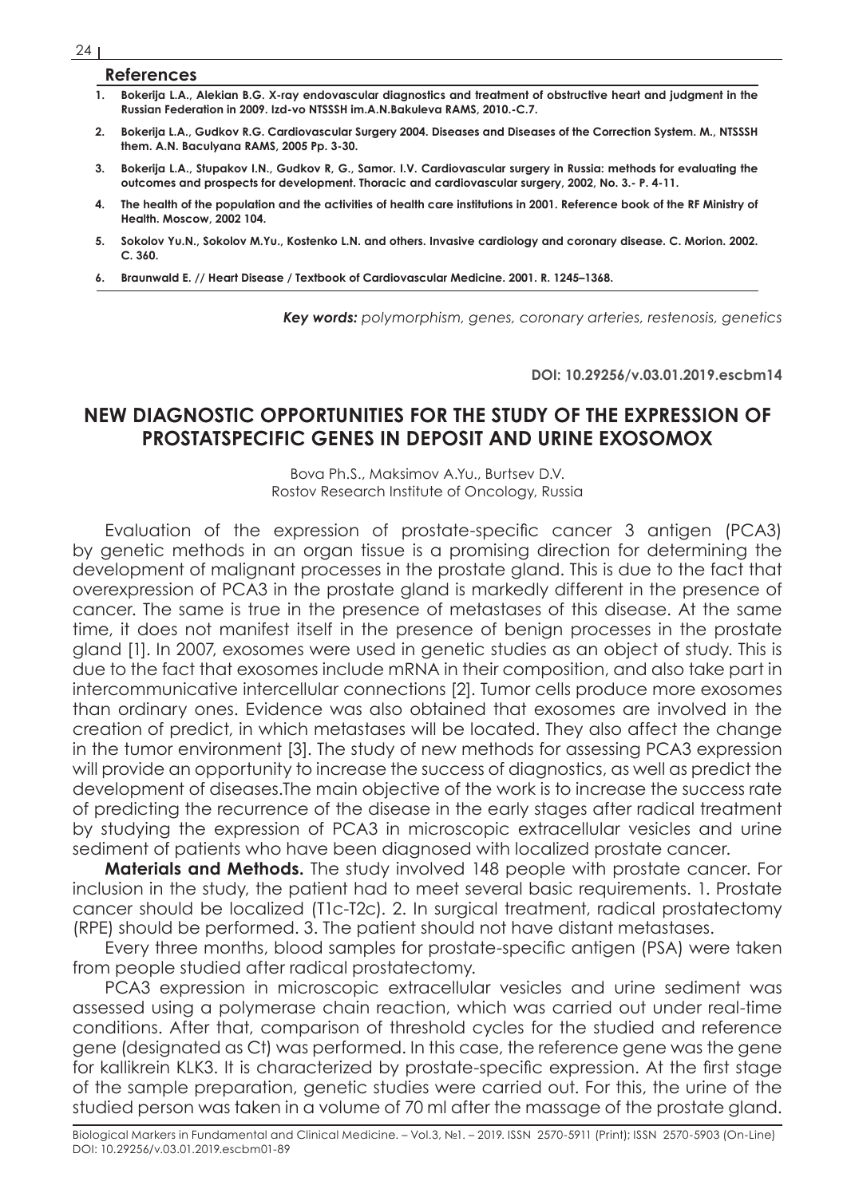## References

1. **Bokerija L.A., Alekian B.G. X-ray endovascular diagnostics and treatment of obstructive heart and judgment in the Russian Federation in 2009. Izd-vo NTSSSH im.A.N.Bakuleva RAMS, 2010.-C.7.**
2. **Bokerija L.A., Gudkov R.G. Cardiovascular Surgery 2004. Diseases and Diseases of the Correction System. M., NTSSSH them. A.N. Baculyana RAMS, 2005 Pp. 3-30.**
3. **Bokerija L.A., Stupakov I.N., Gudkov R, G., Samor. I.V. Cardiovascular surgery in Russia: methods for evaluating the outcomes and prospects for development. Thoracic and cardiovascular surgery, 2002, No. 3.- P. 4-11.**
4. **The health of the population and the activities of health care institutions in 2001. Reference book of the RF Ministry of Health. Moscow, 2002 104.**
5. **Sokolov Yu.N., Sokolov M.Yu., Kostenko L.N. and others. Invasive cardiology and coronary disease. C. Morion. 2002. C. 360.**
6. **Braunwald E. // Heart Disease / Textbook of Cardiovascular Medicine. 2001. R. 1245–1368.**

***Key words:*** *polymorphism, genes, coronary arteries, restenosis, genetics*

**DOI: 10.29256/v.03.01.2019.escbm14**

## NEW DIAGNOSTIC OPPORTUNITIES FOR THE STUDY OF THE EXPRESSION OF PROSTATSPECIFIC GENES IN DEPOSIT AND URINE EXOSOMOX

Bova Ph.S., Maksimov A.Yu., Burtsev D.V.
Rostov Research Institute of Oncology, Russia

Evaluation of the expression of prostate-specific cancer 3 antigen (PCA3) by genetic methods in an organ tissue is a promising direction for determining the development of malignant processes in the prostate gland. This is due to the fact that overexpression of PCA3 in the prostate gland is markedly different in the presence of cancer. The same is true in the presence of metastases of this disease. At the same time, it does not manifest itself in the presence of benign processes in the prostate gland [1]. In 2007, exosomes were used in genetic studies as an object of study. This is due to the fact that exosomes include mRNA in their composition, and also take part in intercommunicative intercellular connections [2]. Tumor cells produce more exosomes than ordinary ones. Evidence was also obtained that exosomes are involved in the creation of predict, in which metastases will be located. They also affect the change in the tumor environment [3]. The study of new methods for assessing PCA3 expression will provide an opportunity to increase the success of diagnostics, as well as predict the development of diseases.The main objective of the work is to increase the success rate of predicting the recurrence of the disease in the early stages after radical treatment by studying the expression of PCA3 in microscopic extracellular vesicles and urine sediment of patients who have been diagnosed with localized prostate cancer.

**Materials and Methods.** The study involved 148 people with prostate cancer. For inclusion in the study, the patient had to meet several basic requirements. 1. Prostate cancer should be localized (T1c-T2c). 2. In surgical treatment, radical prostatectomy (RPE) should be performed. 3. The patient should not have distant metastases.

Every three months, blood samples for prostate-specific antigen (PSA) were taken from people studied after radical prostatectomy.

PCA3 expression in microscopic extracellular vesicles and urine sediment was assessed using a polymerase chain reaction, which was carried out under real-time conditions. After that, comparison of threshold cycles for the studied and reference gene (designated as Ct) was performed. In this case, the reference gene was the gene for kallikrein KLK3. It is characterized by prostate-specific expression. At the first stage of the sample preparation, genetic studies were carried out. For this, the urine of the studied person was taken in a volume of 70 ml after the massage of the prostate gland.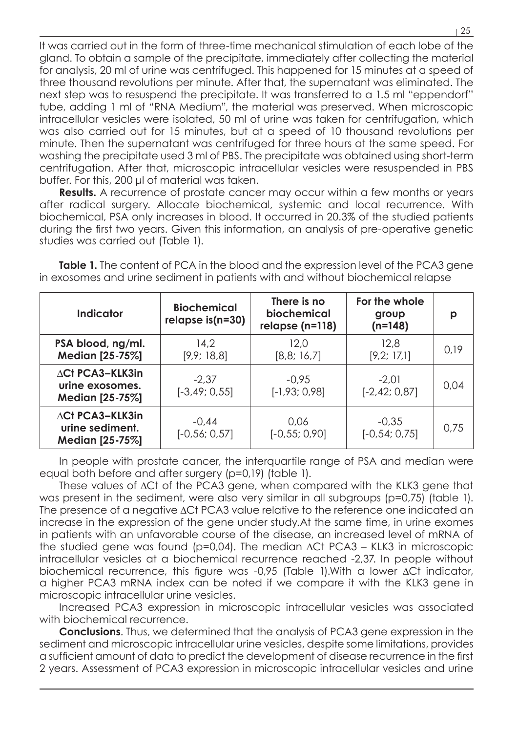It was carried out in the form of three-time mechanical stimulation of each lobe of the gland. To obtain a sample of the precipitate, immediately after collecting the material for analysis, 20 ml of urine was centrifuged. This happened for 15 minutes at a speed of three thousand revolutions per minute. After that, the supernatant was eliminated. The next step was to resuspend the precipitate. It was transferred to a 1.5 ml "eppendorf" tube, adding 1 ml of "RNA Medium", the material was preserved. When microscopic intracellular vesicles were isolated, 50 ml of urine was taken for centrifugation, which was also carried out for 15 minutes, but at a speed of 10 thousand revolutions per minute. Then the supernatant was centrifuged for three hours at the same speed. For washing the precipitate used 3 ml of PBS. The precipitate was obtained using short-term centrifugation. After that, microscopic intracellular vesicles were resuspended in PBS buffer. For this, 200 µl of material was taken.

**Results.** A recurrence of prostate cancer may occur within a few months or years after radical surgery. Allocate biochemical, systemic and local recurrence. With biochemical, PSA only increases in blood. It occurred in 20.3% of the studied patients during the first two years. Given this information, an analysis of pre-operative genetic studies was carried out (Table 1).

**Table 1.** The content of PCA in the blood and the expression level of the PCA3 gene in exosomes and urine sediment in patients with and without biochemical relapse

| Indicator | Biochemical relapse is(n=30) | There is no biochemical relapse (n=118) | For the whole group (n=148) | p |
|---|---|---|---|---|
| PSA blood, ng/ml. Median [25-75%] | 14,2 [9,9; 18,8] | 12,0 [8,8; 16,7] | 12,8 [9,2; 17,1] | 0,19 |
| ∆Ct PCA3–KLK3in urine exosomes. Median [25-75%] | -2,37 [-3,49; 0,55] | -0,95 [-1,93; 0,98] | -2,01 [-2,42; 0,87] | 0,04 |
| ∆Ct PCA3–KLK3in urine sediment. Median [25-75%] | -0,44 [-0,56; 0,57] | 0,06 [-0,55; 0,90] | -0,35 [-0,54; 0,75] | 0,75 |

In people with prostate cancer, the interquartile range of PSA and median were equal both before and after surgery (p=0,19) (table 1).

These values of ∆Ct of the PCA3 gene, when compared with the KLK3 gene that was present in the sediment, were also very similar in all subgroups (p=0,75) (table 1). The presence of a negative ∆Ct PCA3 value relative to the reference one indicated an increase in the expression of the gene under study.At the same time, in urine exomes in patients with an unfavorable course of the disease, an increased level of mRNA of the studied gene was found (p=0,04). The median ∆Ct PCA3 – KLK3 in microscopic intracellular vesicles at a biochemical recurrence reached -2,37. In people without biochemical recurrence, this figure was -0,95 (Table 1).With a lower ∆Ct indicator, a higher PCA3 mRNA index can be noted if we compare it with the KLK3 gene in microscopic intracellular urine vesicles.

Increased PCA3 expression in microscopic intracellular vesicles was associated with biochemical recurrence.

**Conclusions**. Thus, we determined that the analysis of PCA3 gene expression in the sediment and microscopic intracellular urine vesicles, despite some limitations, provides a sufficient amount of data to predict the development of disease recurrence in the first 2 years. Assessment of PCA3 expression in microscopic intracellular vesicles and urine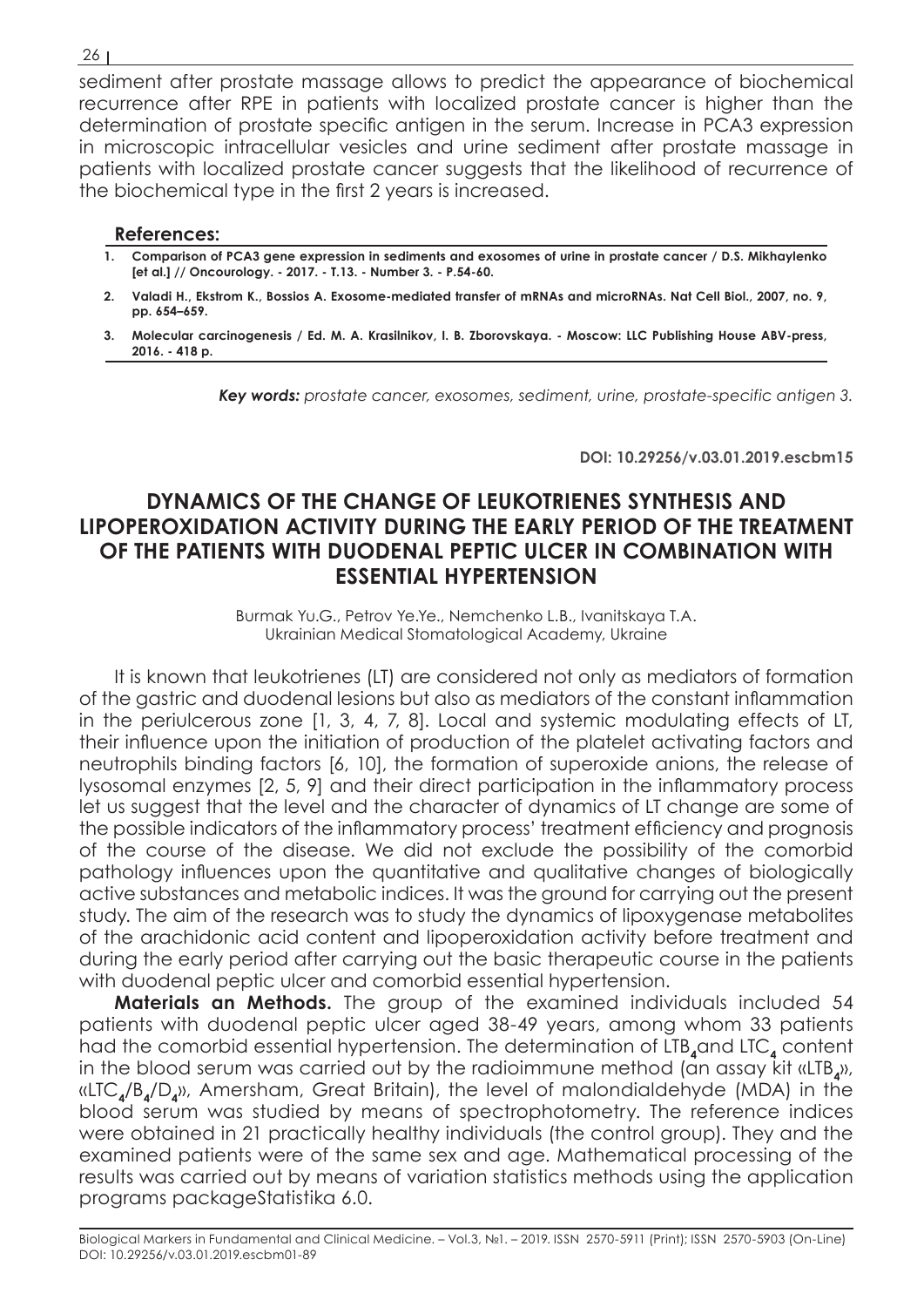sediment after prostate massage allows to predict the appearance of biochemical recurrence after RPE in patients with localized prostate cancer is higher than the determination of prostate specific antigen in the serum. Increase in PCA3 expression in microscopic intracellular vesicles and urine sediment after prostate massage in patients with localized prostate cancer suggests that the likelihood of recurrence of the biochemical type in the first 2 years is increased.

**References:**

1. **Comparison of PCA3 gene expression in sediments and exosomes of urine in prostate cancer / D.S. Mikhaylenko [et al.] // Oncourology. - 2017. - T.13. - Number 3. - P.54-60.**
2. **Valadi H., Ekstrom K., Bossios A. Exosome-mediated transfer of mRNAs and microRNAs. Nat Cell Biol., 2007, no. 9, pp. 654–659.**
3. **Molecular carcinogenesis / Ed. M. A. Krasilnikov, I. B. Zborovskaya. - Moscow: LLC Publishing House ABV-press, 2016. - 418 p.**

***Key words:*** *prostate cancer, exosomes, sediment, urine, prostate-specific antigen 3.*

**DOI: 10.29256/v.03.01.2019.escbm15**

## DYNAMICS OF THE CHANGE OF LEUKOTRIENES SYNTHESIS AND LIPOPEROXIDATION ACTIVITY DURING THE EARLY PERIOD OF THE TREATMENT OF THE PATIENTS WITH DUODENAL PEPTIC ULCER IN COMBINATION WITH ESSENTIAL HYPERTENSION

Burmak Yu.G., Petrov Ye.Ye., Nemchenko L.B., Ivanitskaya T.A.
Ukrainian Medical Stomatological Academy, Ukraine

It is known that leukotrienes (LT) are considered not only as mediators of formation of the gastric and duodenal lesions but also as mediators of the constant inflammation in the periulcerous zone [1, 3, 4, 7, 8]. Local and systemic modulating effects of LT, their influence upon the initiation of production of the platelet activating factors and neutrophils binding factors [6, 10], the formation of superoxide anions, the release of lysosomal enzymes [2, 5, 9] and their direct participation in the inflammatory process let us suggest that the level and the character of dynamics of LT change are some of the possible indicators of the inflammatory process' treatment efficiency and prognosis of the course of the disease. We did not exclude the possibility of the comorbid pathology influences upon the quantitative and qualitative changes of biologically active substances and metabolic indices. It was the ground for carrying out the present study. The aim of the research was to study the dynamics of lipoxygenase metabolites of the arachidonic acid content and lipoperoxidation activity before treatment and during the early period after carrying out the basic therapeutic course in the patients with duodenal peptic ulcer and comorbid essential hypertension.

**Materials an Methods.** The group of the examined individuals included 54 patients with duodenal peptic ulcer aged 38-49 years, among whom 33 patients had the comorbid essential hypertension. The determination of $LTB_4$and $LTC_4$ content in the blood serum was carried out by the radioimmune method (an assay kit «$LTB_4$», «$LTC_4$/$B_4$/$D_4$», Amersham, Great Britain), the level of malondialdehyde (MDA) in the blood serum was studied by means of spectrophotometry. The reference indices were obtained in 21 practically healthy individuals (the control group). They and the examined patients were of the same sex and age. Mathematical processing of the results was carried out by means of variation statistics methods using the application programs packageStatistika 6.0.